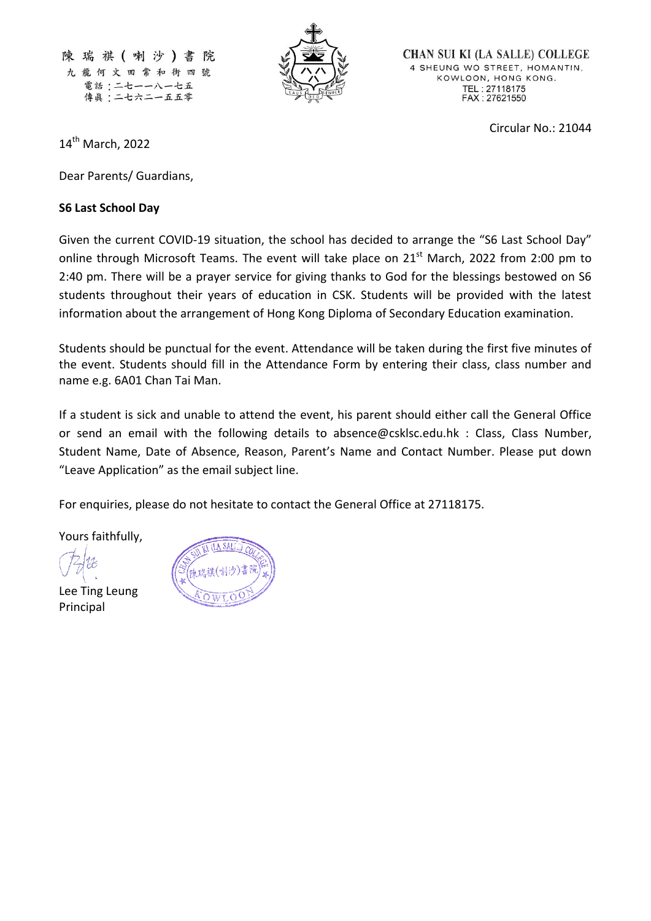陳瑞祺(喇沙)書院
九龍何文田常和街四號
電話：二七一一八一七五
傳真：二七六二一五五零

CHAN SUI KI (LA SALLE) COLLEGE
4 SHEUNG WO STREET, HOMANTIN,
KOWLOON, HONG KONG.
TEL : 27118175
FAX : 27621550

Circular No.: 21044

14th March, 2022

Dear Parents/ Guardians,

**S6 Last School Day**

Given the current COVID-19 situation, the school has decided to arrange the "S6 Last School Day" online through Microsoft Teams. The event will take place on 21st March, 2022 from 2:00 pm to 2:40 pm. There will be a prayer service for giving thanks to God for the blessings bestowed on S6 students throughout their years of education in CSK. Students will be provided with the latest information about the arrangement of Hong Kong Diploma of Secondary Education examination.

Students should be punctual for the event. Attendance will be taken during the first five minutes of the event. Students should fill in the Attendance Form by entering their class, class number and name e.g. 6A01 Chan Tai Man.

If a student is sick and unable to attend the event, his parent should either call the General Office or send an email with the following details to absence@csklsc.edu.hk : Class, Class Number, Student Name, Date of Absence, Reason, Parent's Name and Contact Number. Please put down "Leave Application" as the email subject line.

For enquiries, please do not hesitate to contact the General Office at 27118175.

Yours faithfully,

Lee Ting Leung
Principal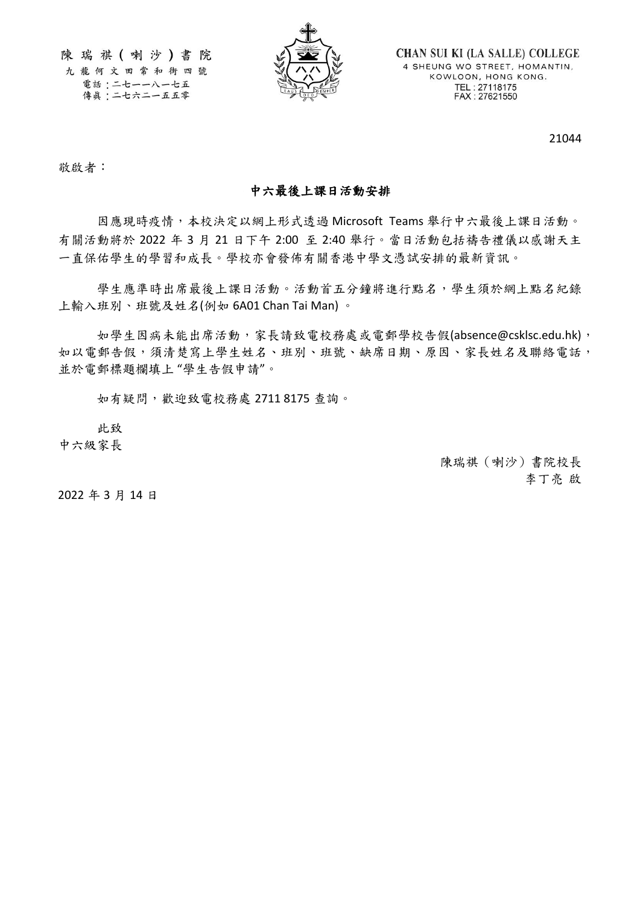陳瑞祺(喇沙)書院
九龍何文田常和街四號
電話：二七一一八一七五
傳真：二七六二一五五零

CHAN SUI KI (LA SALLE) COLLEGE
4 SHEUNG WO STREET, HOMANTIN,
KOWLOON, HONG KONG.
TEL : 27118175
FAX : 27621550

21044

敬啟者：

## 中六最後上課日活動安排

因應現時疫情，本校決定以網上形式透過 Microsoft Teams 舉行中六最後上課日活動。有關活動將於 2022 年 3 月 21 日下午 2:00 至 2:40 舉行。當日活動包括禱告禮儀以感謝天主一直保佑學生的學習和成長。學校亦會發佈有關香港中學文憑試安排的最新資訊。

學生應準時出席最後上課日活動。活動首五分鐘將進行點名，學生須於網上點名紀錄上輸入班別、班號及姓名(例如 6A01 Chan Tai Man) 。

如學生因病未能出席活動，家長請致電校務處或電郵學校告假(absence@csklsc.edu.hk)，如以電郵告假，須清楚寫上學生姓名、班別、班號、缺席日期、原因、家長姓名及聯絡電話，並於電郵標題欄填上 "學生告假申請"。

如有疑問，歡迎致電校務處 2711 8175 查詢。

此致
中六級家長

陳瑞祺（喇沙）書院校長
李丁亮 啟

2022 年 3 月 14 日